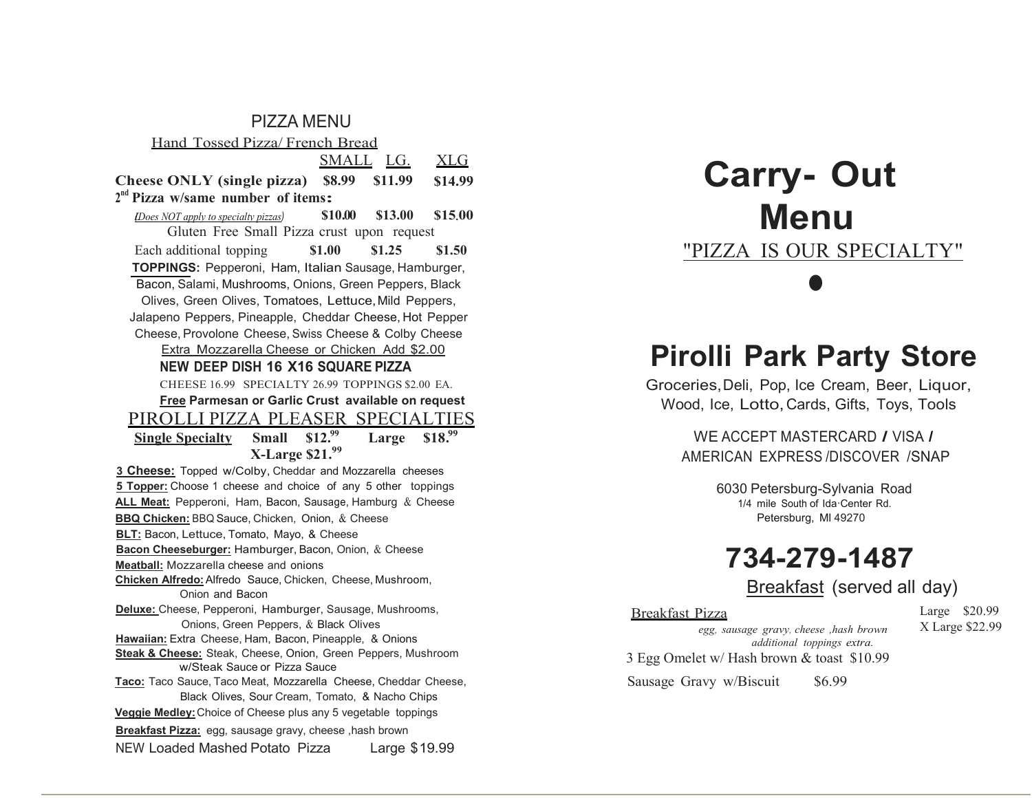# PIZZA MENU

## Hand Tossed Pizza/ French Bread

| | SMALL | LG. | XLG |
|---|---|---|---|
| **Cheese ONLY (single pizza)** | **$8.99** | **$11.99** | **$14.99** |
| **2nd Pizza w/same number of items:** *(Does NOT apply to specialty pizzas)* | **$10.00** | **$13.00** | **$15.00** |
| Each additional topping | **$1.00** | **$1.25** | **$1.50** |

Gluten Free Small Pizza crust upon request

**TOPPINGS:** Pepperoni, Ham, Italian Sausage, Hamburger, Bacon, Salami, Mushrooms, Onions, Green Peppers, Black Olives, Green Olives, Tomatoes, Lettuce, Mild Peppers, Jalapeno Peppers, Pineapple, Cheddar Cheese, Hot Pepper Cheese, Provolone Cheese, Swiss Cheese & Colby Cheese

Extra Mozzarella Cheese or Chicken Add $2.00

**NEW DEEP DISH 16 X16 SQUARE PIZZA**

CHEESE 16.99 SPECIALTY 26.99 TOPPINGS $2.00 EA.

**Free Parmesan or Garlic Crust available on request**

## PIROLLI PIZZA PLEASER SPECIALTIES

**Single Specialty** **Small $12.99** **Large $18.99** **X-Large $21.99**

- **3 Cheese:** Topped w/Colby, Cheddar and Mozzarella cheeses
- **5 Topper:** Choose 1 cheese and choice of any 5 other toppings
- **ALL Meat:** Pepperoni, Ham, Bacon, Sausage, Hamburg & Cheese
- **BBQ Chicken:** BBQ Sauce, Chicken, Onion, & Cheese
- **BLT:** Bacon, Lettuce, Tomato, Mayo, & Cheese
- **Bacon Cheeseburger:** Hamburger, Bacon, Onion, & Cheese
- **Meatball:** Mozzarella cheese and onions
- **Chicken Alfredo:** Alfredo Sauce, Chicken, Cheese, Mushroom, Onion and Bacon
- **Deluxe:** Cheese, Pepperoni, Hamburger, Sausage, Mushrooms, Onions, Green Peppers, & Black Olives
- **Hawaiian:** Extra Cheese, Ham, Bacon, Pineapple, & Onions
- **Steak & Cheese:** Steak, Cheese, Onion, Green Peppers, Mushroom w/Steak Sauce or Pizza Sauce
- **Taco:** Taco Sauce, Taco Meat, Mozzarella Cheese, Cheddar Cheese, Black Olives, Sour Cream, Tomato, & Nacho Chips
- **Veggie Medley:** Choice of Cheese plus any 5 vegetable toppings
- **Breakfast Pizza:** egg, sausage gravy, cheese ,hash brown

NEW Loaded Mashed Potato Pizza Large $19.99

# Carry- Out Menu

"PIZZA IS OUR SPECIALTY"

# Pirolli Park Party Store

Groceries, Deli, Pop, Ice Cream, Beer, Liquor, Wood, Ice, Lotto, Cards, Gifts, Toys, Tools

WE ACCEPT MASTERCARD / VISA / AMERICAN EXPRESS /DISCOVER /SNAP

6030 Petersburg-Sylvania Road
1/4 mile South of Ida·Center Rd.
Petersburg, MI 49270

## 734-279-1487

## Breakfast (served all day)

Breakfast Pizza — Large $20.99, X Large $22.99
*egg, sausage gravy, cheese ,hash brown*
*additional toppings extra.*

3 Egg Omelet w/ Hash brown & toast $10.99

Sausage Gravy w/Biscuit $6.99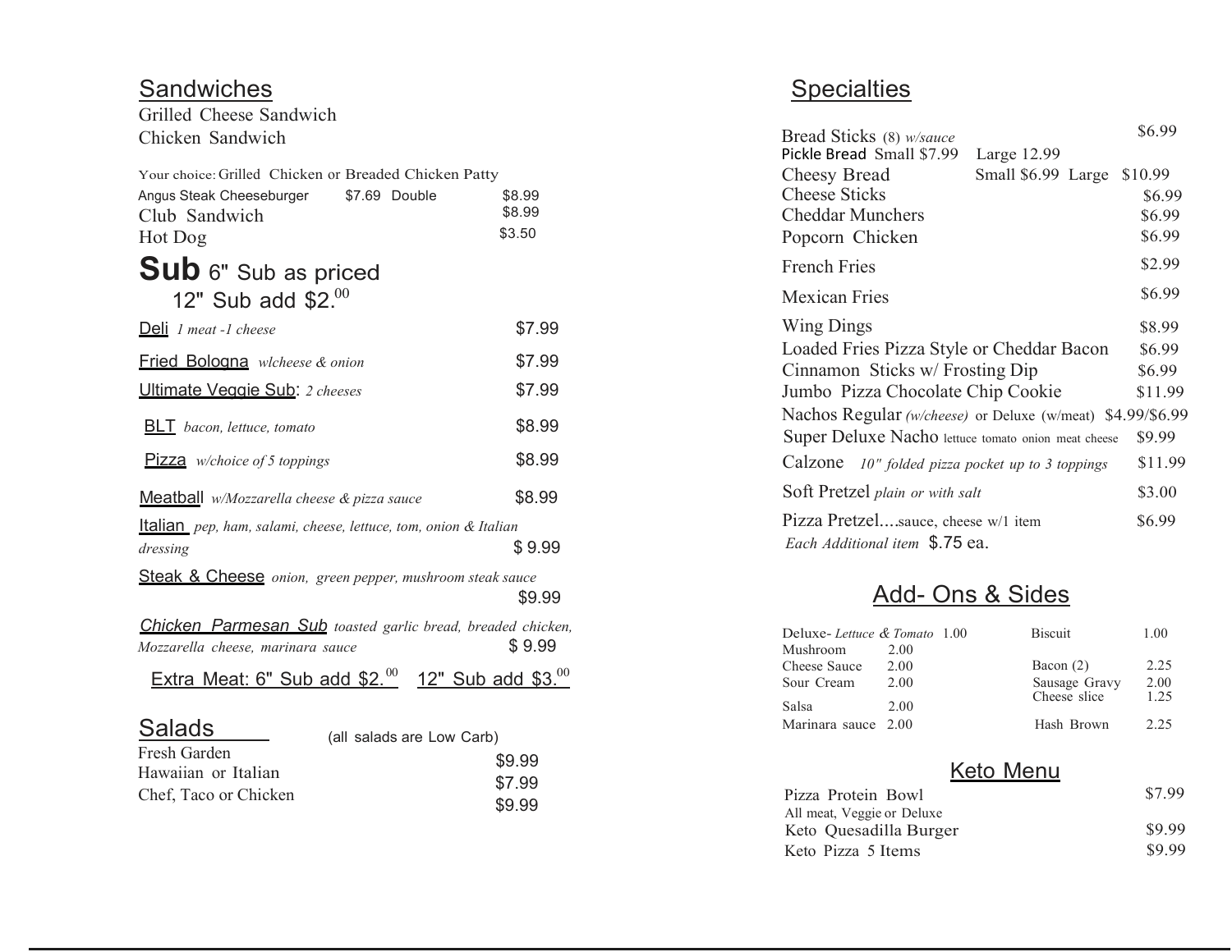## Sandwiches

Grilled Cheese Sandwich

Chicken Sandwich

Your choice: Grilled Chicken or Breaded Chicken Patty

| | | |
|---|---|---|
| Angus Steak Cheeseburger | $7.69 Double | $8.99 |
| Club Sandwich | | $8.99 |
| Hot Dog | | $3.50 |

## **Sub** 6" Sub as priced

12" Sub add $2.00

| | |
|---|---|
| Deli *1 meat -1 cheese* | $7.99 |
| Fried Bologna *wlcheese & onion* | $7.99 |
| Ultimate Veggie Sub: *2 cheeses* | $7.99 |
| BLT *bacon, lettuce, tomato* | $8.99 |
| Pizza *w/choice of 5 toppings* | $8.99 |
| Meatball *w/Mozzarella cheese & pizza sauce* | $8.99 |
| Italian *pep, ham, salami, cheese, lettuce, tom, onion & Italian dressing* | $ 9.99 |
| Steak & Cheese *onion, green pepper, mushroom steak sauce* | $9.99 |
| *Chicken Parmesan Sub* *toasted garlic bread, breaded chicken, Mozzarella cheese, marinara sauce* | $ 9.99 |

Extra Meat: 6" Sub add $2.00 12" Sub add $3.00

## Salads

(all salads are Low Carb)

| | |
|---|---|
| Fresh Garden | $9.99 |
| Hawaiian or Italian | $7.99 |
| Chef, Taco or Chicken | $9.99 |

## Specialties

| | |
|---|---|
| Bread Sticks (8) *w/sauce* | $6.99 |
| Pickle Bread Small $7.99 Large 12.99 | |
| Cheesy Bread | Small $6.99 Large $10.99 |
| Cheese Sticks | $6.99 |
| Cheddar Munchers | $6.99 |
| Popcorn Chicken | $6.99 |
| French Fries | $2.99 |
| Mexican Fries | $6.99 |
| Wing Dings | $8.99 |
| Loaded Fries Pizza Style or Cheddar Bacon | $6.99 |
| Cinnamon Sticks w/ Frosting Dip | $6.99 |
| Jumbo Pizza Chocolate Chip Cookie | $11.99 |
| Nachos Regular *(w/cheese)* or Deluxe (w/meat) | $4.99/$6.99 |
| Super Deluxe Nacho lettuce tomato onion meat cheese | $9.99 |
| Calzone *10" folded pizza pocket up to 3 toppings* | $11.99 |
| Soft Pretzel *plain or with salt* | $3.00 |
| Pizza Pretzel....sauce, cheese w/1 item | $6.99 |

*Each Additional item* $.75 ea.

## Add- Ons & Sides

| | | | |
|---|---|---|---|
| Deluxe- *Lettuce & Tomato* | 1.00 | Biscuit | 1.00 |
| Mushroom | 2.00 | | |
| Cheese Sauce | 2.00 | Bacon (2) | 2.25 |
| Sour Cream | 2.00 | Sausage Gravy | 2.00 |
| Salsa | 2.00 | Cheese slice | 1.25 |
| Marinara sauce | 2.00 | Hash Brown | 2.25 |

## Keto Menu

| | |
|---|---|
| Pizza Protein Bowl<br>All meat, Veggie or Deluxe | $7.99 |
| Keto Quesadilla Burger | $9.99 |
| Keto Pizza 5 Items | $9.99 |